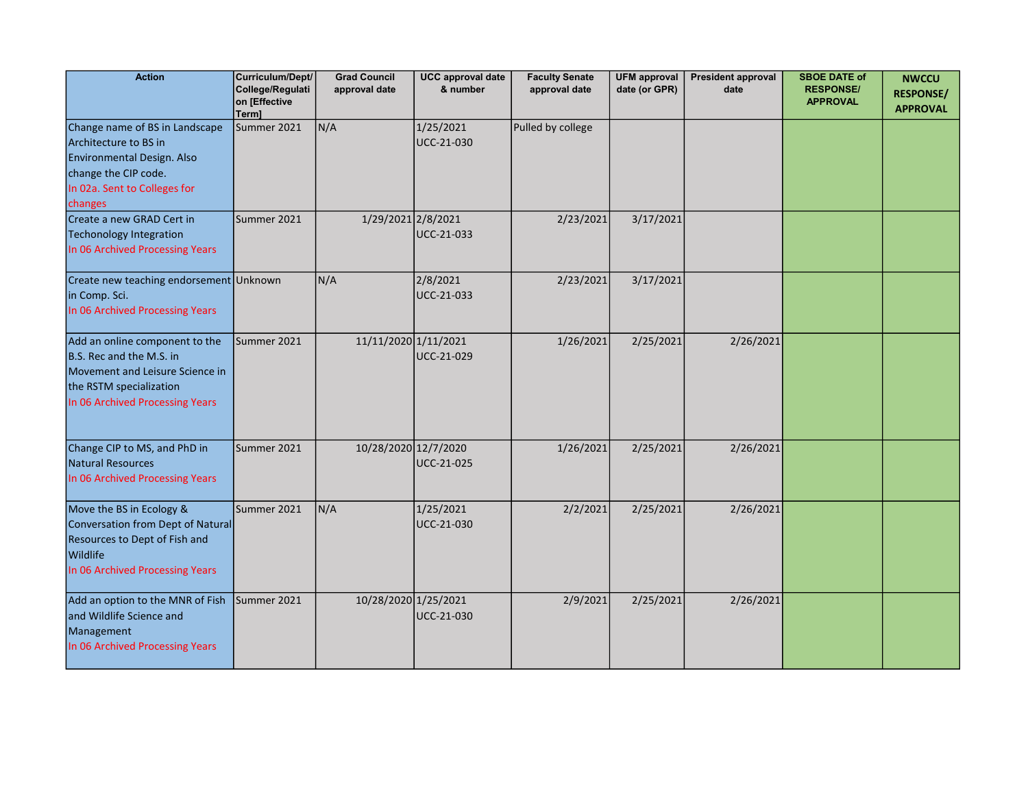| Action | Curriculum/Dept/College/Regulation [Effective Term] | Grad Council approval date | UCC approval date & number | Faculty Senate approval date | UFM approval date (or GPR) | President approval date | SBOE DATE of RESPONSE/ APPROVAL | NWCCU RESPONSE/ APPROVAL |
|---|---|---|---|---|---|---|---|---|
| Change name of BS in Landscape Architecture to BS in Environmental Design. Also change the CIP code. In 02a. Sent to Colleges for changes | Summer 2021 | N/A | 1/25/2021 UCC-21-030 | Pulled by college | | | | |
| Create a new GRAD Cert in Techonology Integration In 06 Archived Processing Years | Summer 2021 | 1/29/2021 | 2/8/2021 UCC-21-033 | 2/23/2021 | 3/17/2021 | | | |
| Create new teaching endorsement in Comp. Sci. In 06 Archived Processing Years | Unknown | N/A | 2/8/2021 UCC-21-033 | 2/23/2021 | 3/17/2021 | | | |
| Add an online component to the B.S. Rec and the M.S. in Movement and Leisure Science in the RSTM specialization In 06 Archived Processing Years | Summer 2021 | 11/11/2020 | 1/11/2021 UCC-21-029 | 1/26/2021 | 2/25/2021 | 2/26/2021 | | |
| Change CIP to MS, and PhD in Natural Resources In 06 Archived Processing Years | Summer 2021 | 10/28/2020 | 12/7/2020 UCC-21-025 | 1/26/2021 | 2/25/2021 | 2/26/2021 | | |
| Move the BS in Ecology & Conversation from Dept of Natural Resources to Dept of Fish and Wildlife In 06 Archived Processing Years | Summer 2021 | N/A | 1/25/2021 UCC-21-030 | 2/2/2021 | 2/25/2021 | 2/26/2021 | | |
| Add an option to the MNR of Fish and Wildlife Science and Management In 06 Archived Processing Years | Summer 2021 | 10/28/2020 | 1/25/2021 UCC-21-030 | 2/9/2021 | 2/25/2021 | 2/26/2021 | | |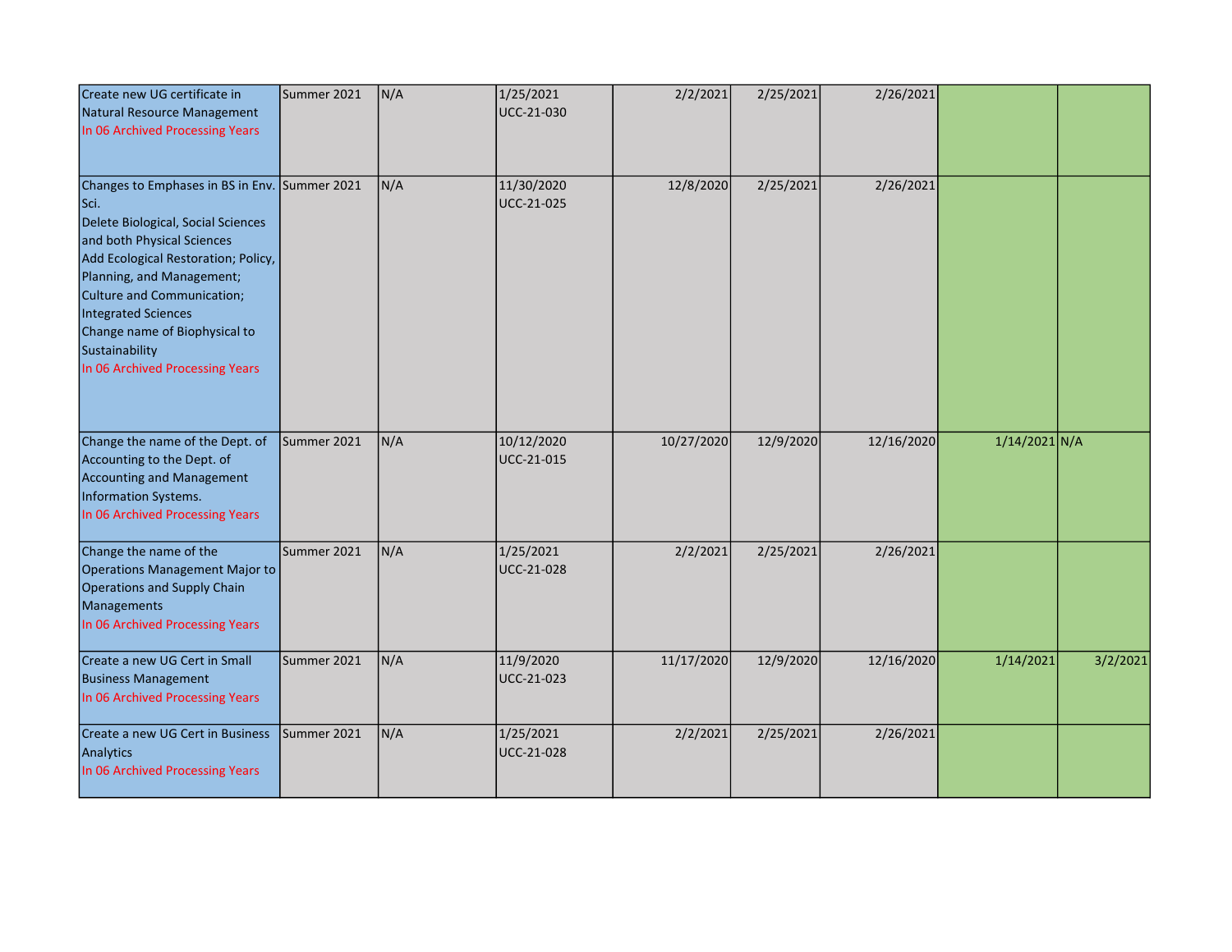| | | | | | | | | |
|---|---|---|---|---|---|---|---|---|
| Create new UG certificate in Natural Resource Management<br>In 06 Archived Processing Years | Summer 2021 | N/A | 1/25/2021<br>UCC-21-030 | 2/2/2021 | 2/25/2021 | 2/26/2021 | | |
| Changes to Emphases in BS in Env. Sci.<br>Delete Biological, Social Sciences and both Physical Sciences<br>Add Ecological Restoration; Policy, Planning, and Management; Culture and Communication; Integrated Sciences<br>Change name of Biophysical to Sustainability<br>In 06 Archived Processing Years | Summer 2021 | N/A | 11/30/2020<br>UCC-21-025 | 12/8/2020 | 2/25/2021 | 2/26/2021 | | |
| Change the name of the Dept. of Accounting to the Dept. of Accounting and Management Information Systems.<br>In 06 Archived Processing Years | Summer 2021 | N/A | 10/12/2020<br>UCC-21-015 | 10/27/2020 | 12/9/2020 | 12/16/2020 | 1/14/2021 | N/A |
| Change the name of the Operations Management Major to Operations and Supply Chain Managements<br>In 06 Archived Processing Years | Summer 2021 | N/A | 1/25/2021<br>UCC-21-028 | 2/2/2021 | 2/25/2021 | 2/26/2021 | | |
| Create a new UG Cert in Small Business Management<br>In 06 Archived Processing Years | Summer 2021 | N/A | 11/9/2020<br>UCC-21-023 | 11/17/2020 | 12/9/2020 | 12/16/2020 | 1/14/2021 | 3/2/2021 |
| Create a new UG Cert in Business Analytics<br>In 06 Archived Processing Years | Summer 2021 | N/A | 1/25/2021<br>UCC-21-028 | 2/2/2021 | 2/25/2021 | 2/26/2021 | | |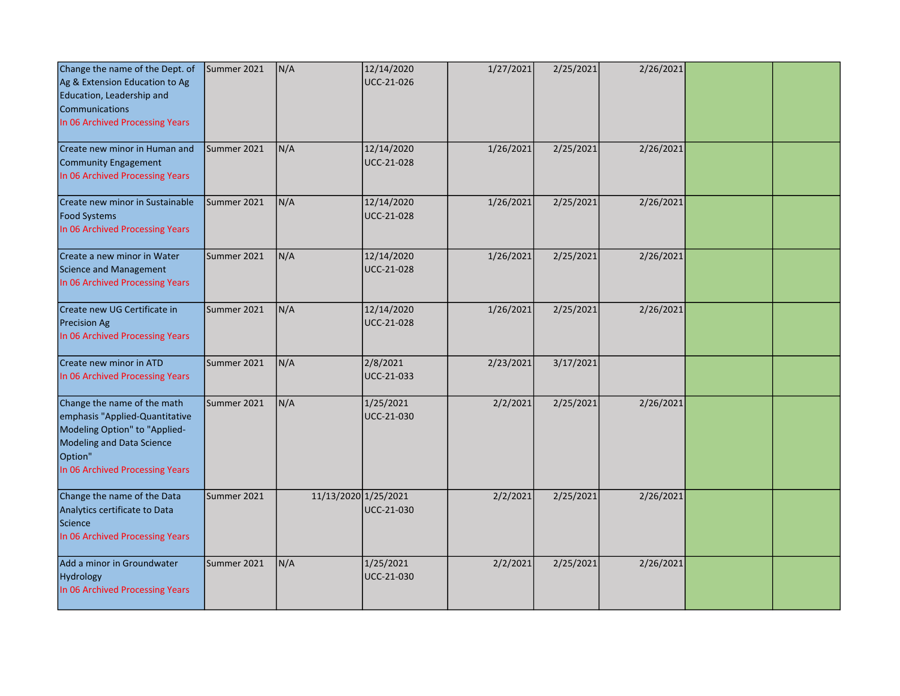| | | | | | | | | |
|---|---|---|---|---|---|---|---|---|
| Change the name of the Dept. of Ag & Extension Education to Ag Education, Leadership and Communications<br>In 06 Archived Processing Years | Summer 2021 | N/A | 12/14/2020<br>UCC-21-026 | 1/27/2021 | 2/25/2021 | 2/26/2021 | | |
| Create new minor in Human and Community Engagement<br>In 06 Archived Processing Years | Summer 2021 | N/A | 12/14/2020<br>UCC-21-028 | 1/26/2021 | 2/25/2021 | 2/26/2021 | | |
| Create new minor in Sustainable Food Systems<br>In 06 Archived Processing Years | Summer 2021 | N/A | 12/14/2020<br>UCC-21-028 | 1/26/2021 | 2/25/2021 | 2/26/2021 | | |
| Create a new minor in Water Science and Management<br>In 06 Archived Processing Years | Summer 2021 | N/A | 12/14/2020<br>UCC-21-028 | 1/26/2021 | 2/25/2021 | 2/26/2021 | | |
| Create new UG Certificate in Precision Ag<br>In 06 Archived Processing Years | Summer 2021 | N/A | 12/14/2020<br>UCC-21-028 | 1/26/2021 | 2/25/2021 | 2/26/2021 | | |
| Create new minor in ATD<br>In 06 Archived Processing Years | Summer 2021 | N/A | 2/8/2021<br>UCC-21-033 | 2/23/2021 | 3/17/2021 | | | |
| Change the name of the math emphasis "Applied-Quantitative Modeling Option" to "Applied-Modeling and Data Science Option"<br>In 06 Archived Processing Years | Summer 2021 | N/A | 1/25/2021<br>UCC-21-030 | 2/2/2021 | 2/25/2021 | 2/26/2021 | | |
| Change the name of the Data Analytics certificate to Data Science<br>In 06 Archived Processing Years | Summer 2021 | 11/13/2020 | 1/25/2021<br>UCC-21-030 | 2/2/2021 | 2/25/2021 | 2/26/2021 | | |
| Add a minor in Groundwater Hydrology<br>In 06 Archived Processing Years | Summer 2021 | N/A | 1/25/2021<br>UCC-21-030 | 2/2/2021 | 2/25/2021 | 2/26/2021 | | |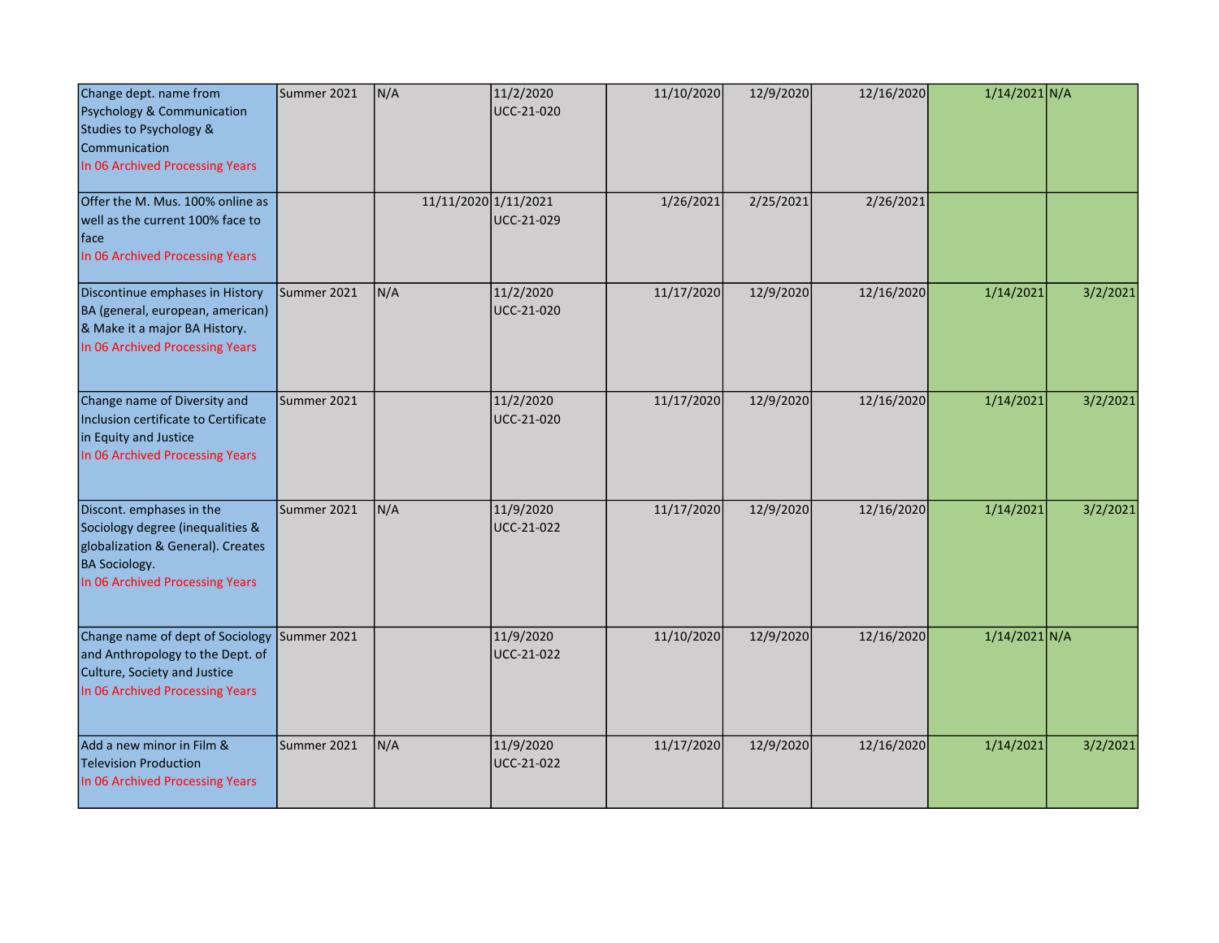| | | | | | | | | | |
|---|---|---|---|---|---|---|---|---|---|
| Change dept. name from Psychology & Communication Studies to Psychology & Communication<br>In 06 Archived Processing Years | Summer 2021 | N/A | 11/2/2020<br>UCC-21-020 | 11/10/2020 | 12/9/2020 | 12/16/2020 | 1/14/2021 | N/A |
| Offer the M. Mus. 100% online as well as the current 100% face to face<br>In 06 Archived Processing Years | | 11/11/2020 | 1/11/2021<br>UCC-21-029 | 1/26/2021 | 2/25/2021 | 2/26/2021 | | |
| Discontinue emphases in History BA (general, european, american) & Make it a major BA History.<br>In 06 Archived Processing Years | Summer 2021 | N/A | 11/2/2020<br>UCC-21-020 | 11/17/2020 | 12/9/2020 | 12/16/2020 | 1/14/2021 | 3/2/2021 |
| Change name of Diversity and Inclusion certificate to Certificate in Equity and Justice<br>In 06 Archived Processing Years | Summer 2021 | | 11/2/2020<br>UCC-21-020 | 11/17/2020 | 12/9/2020 | 12/16/2020 | 1/14/2021 | 3/2/2021 |
| Discont. emphases in the Sociology degree (inequalities & globalization & General). Creates BA Sociology.<br>In 06 Archived Processing Years | Summer 2021 | N/A | 11/9/2020<br>UCC-21-022 | 11/17/2020 | 12/9/2020 | 12/16/2020 | 1/14/2021 | 3/2/2021 |
| Change name of dept of Sociology and Anthropology to the Dept. of Culture, Society and Justice<br>In 06 Archived Processing Years | Summer 2021 | | 11/9/2020<br>UCC-21-022 | 11/10/2020 | 12/9/2020 | 12/16/2020 | 1/14/2021 | N/A |
| Add a new minor in Film & Television Production<br>In 06 Archived Processing Years | Summer 2021 | N/A | 11/9/2020<br>UCC-21-022 | 11/17/2020 | 12/9/2020 | 12/16/2020 | 1/14/2021 | 3/2/2021 |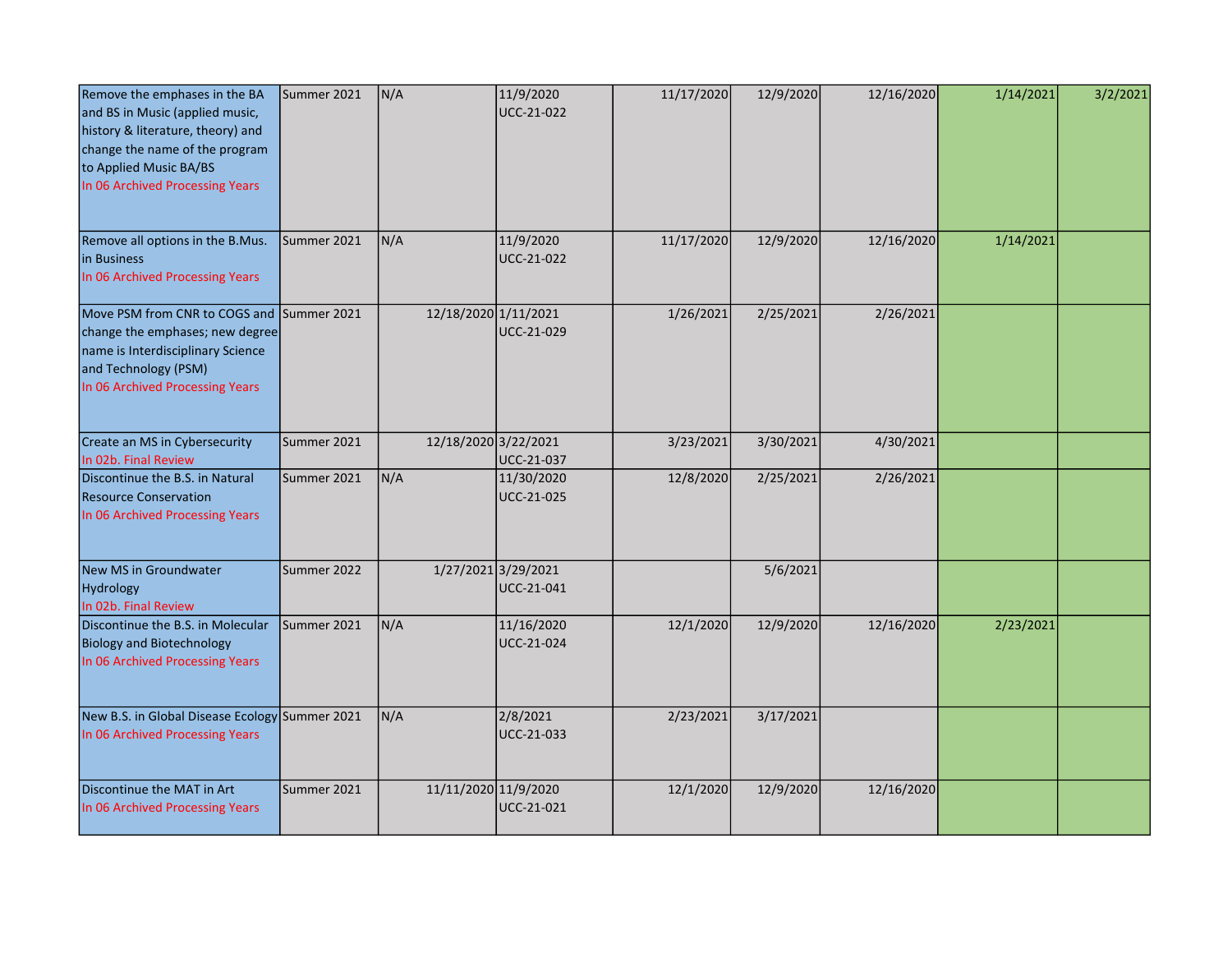| | | | | | | | | |
|---|---|---|---|---|---|---|---|---|
| Remove the emphases in the BA and BS in Music (applied music, history & literature, theory) and change the name of the program to Applied Music BA/BS<br>In 06 Archived Processing Years | Summer 2021 | N/A | 11/9/2020<br>UCC-21-022 | 11/17/2020 | 12/9/2020 | 12/16/2020 | 1/14/2021 | 3/2/2021 |
| Remove all options in the B.Mus. in Business<br>In 06 Archived Processing Years | Summer 2021 | N/A | 11/9/2020<br>UCC-21-022 | 11/17/2020 | 12/9/2020 | 12/16/2020 | 1/14/2021 | |
| Move PSM from CNR to COGS and change the emphases; new degree name is Interdisciplinary Science and Technology (PSM)<br>In 06 Archived Processing Years | Summer 2021 | 12/18/2020 | 1/11/2021<br>UCC-21-029 | 1/26/2021 | 2/25/2021 | 2/26/2021 | | |
| Create an MS in Cybersecurity<br>In 02b. Final Review | Summer 2021 | 12/18/2020 | 3/22/2021<br>UCC-21-037 | 3/23/2021 | 3/30/2021 | 4/30/2021 | | |
| Discontinue the B.S. in Natural Resource Conservation<br>In 06 Archived Processing Years | Summer 2021 | N/A | 11/30/2020<br>UCC-21-025 | 12/8/2020 | 2/25/2021 | 2/26/2021 | | |
| New MS in Groundwater Hydrology<br>In 02b. Final Review | Summer 2022 | 1/27/2021 | 3/29/2021<br>UCC-21-041 | | 5/6/2021 | | | |
| Discontinue the B.S. in Molecular Biology and Biotechnology<br>In 06 Archived Processing Years | Summer 2021 | N/A | 11/16/2020<br>UCC-21-024 | 12/1/2020 | 12/9/2020 | 12/16/2020 | 2/23/2021 | |
| New B.S. in Global Disease Ecology<br>In 06 Archived Processing Years | Summer 2021 | N/A | 2/8/2021<br>UCC-21-033 | 2/23/2021 | 3/17/2021 | | | |
| Discontinue the MAT in Art<br>In 06 Archived Processing Years | Summer 2021 | 11/11/2020 | 11/9/2020<br>UCC-21-021 | 12/1/2020 | 12/9/2020 | 12/16/2020 | | |